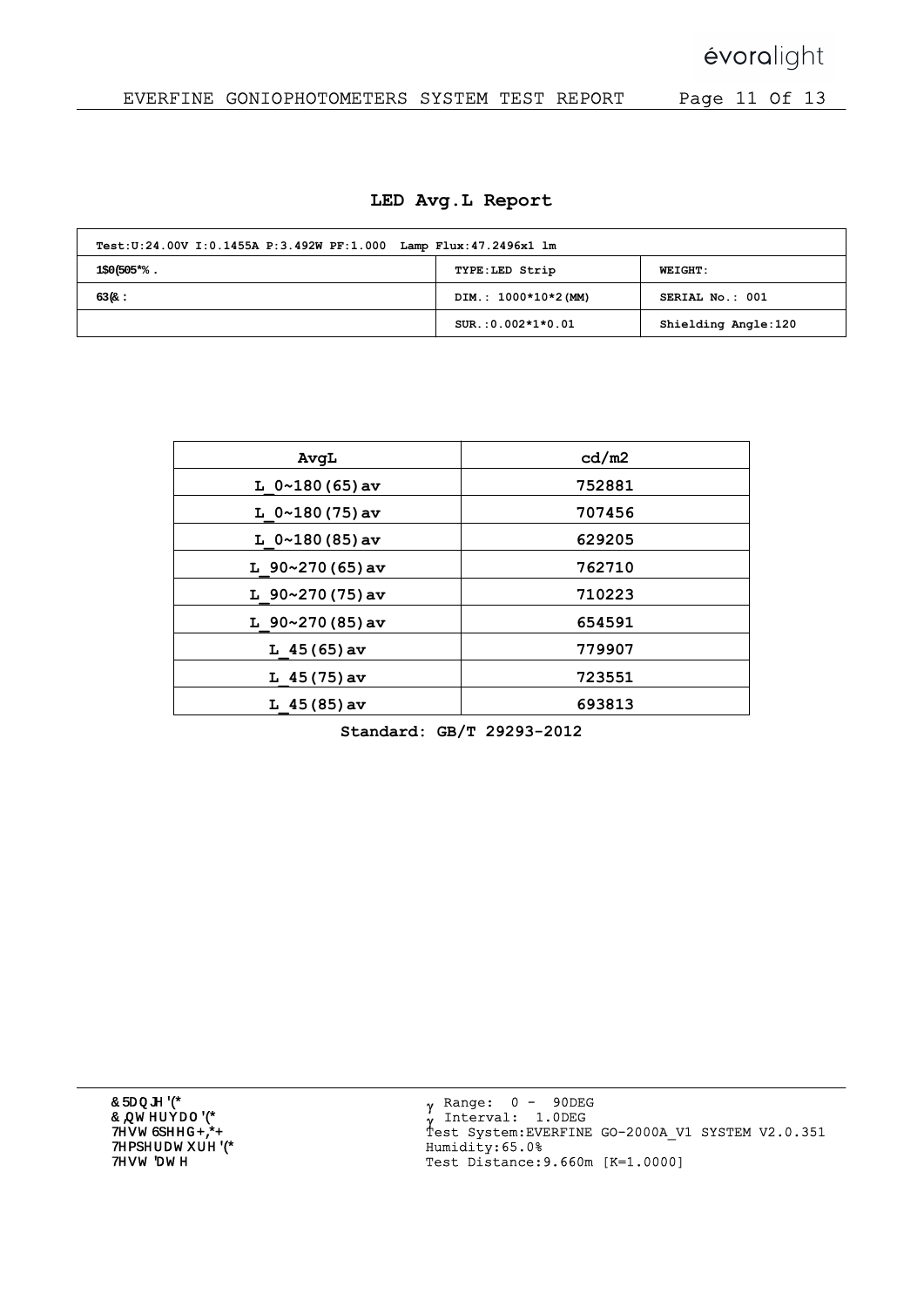## LED Avg.L Report

| Test:U:24.00V I:0.1455A P:3.492W PF:1.000 Lamp Flux:47.2496x1 lm | | |
|---|---|---|
| 1$0(505*%. | TYPE:LED Strip | WEIGHT: |
| 63(&: | DIM.: 1000*10*2(MM) | SERIAL No.: 001 |
| | SUR.:0.002*1*0.01 | Shielding Angle:120 |

| AvgL | cd/m2 |
|---|---|
| L_0~180(65)av | 752881 |
| L_0~180(75)av | 707456 |
| L_0~180(85)av | 629205 |
| L_90~270(65)av | 762710 |
| L_90~270(75)av | 710223 |
| L_90~270(85)av | 654591 |
| L_45(65)av | 779907 |
| L_45(75)av | 723551 |
| L_45(85)av | 693813 |

**Standard: GB/T 29293-2012**

&5DQJH'(*
&,QWHUYDO'(*
7HVW6SHHG+,*+
7HPSHUDWXUH'(*
7HVW'DWH

γ Range: 0 - 90DEG
γ Interval: 1.0DEG
Test System:EVERFINE GO-2000A_V1 SYSTEM V2.0.351
Humidity:65.0%
Test Distance:9.660m [K=1.0000]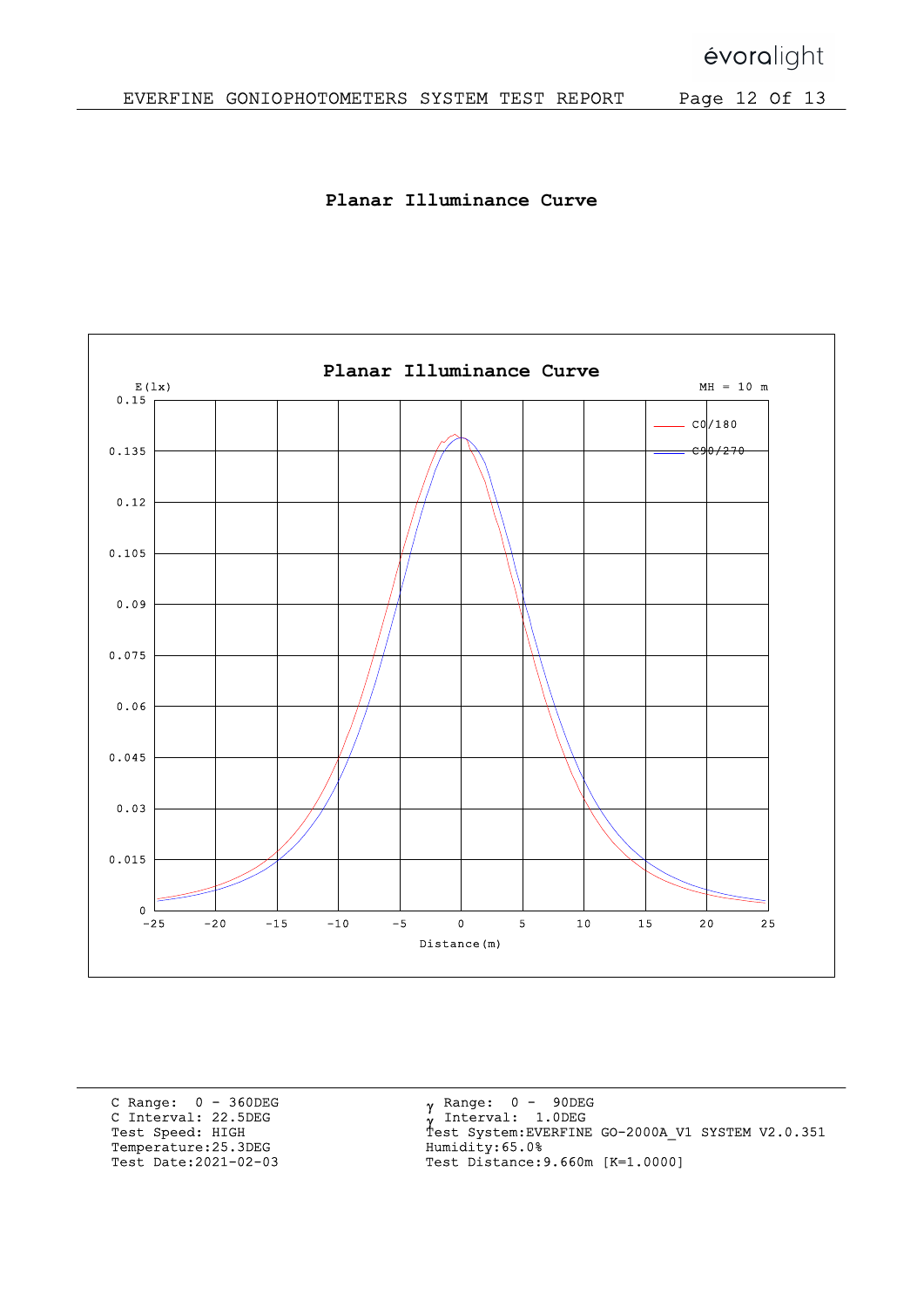# Planar Illuminance Curve

C Range: 0 - 360DEG
C Interval: 22.5DEG
Test Speed: HIGH
Temperature:25.3DEG
Test Date:2021-02-03

γ Range: 0 - 90DEG
γ Interval: 1.0DEG
Test System:EVERFINE GO-2000A_V1 SYSTEM V2.0.351
Humidity:65.0%
Test Distance:9.660m [K=1.0000]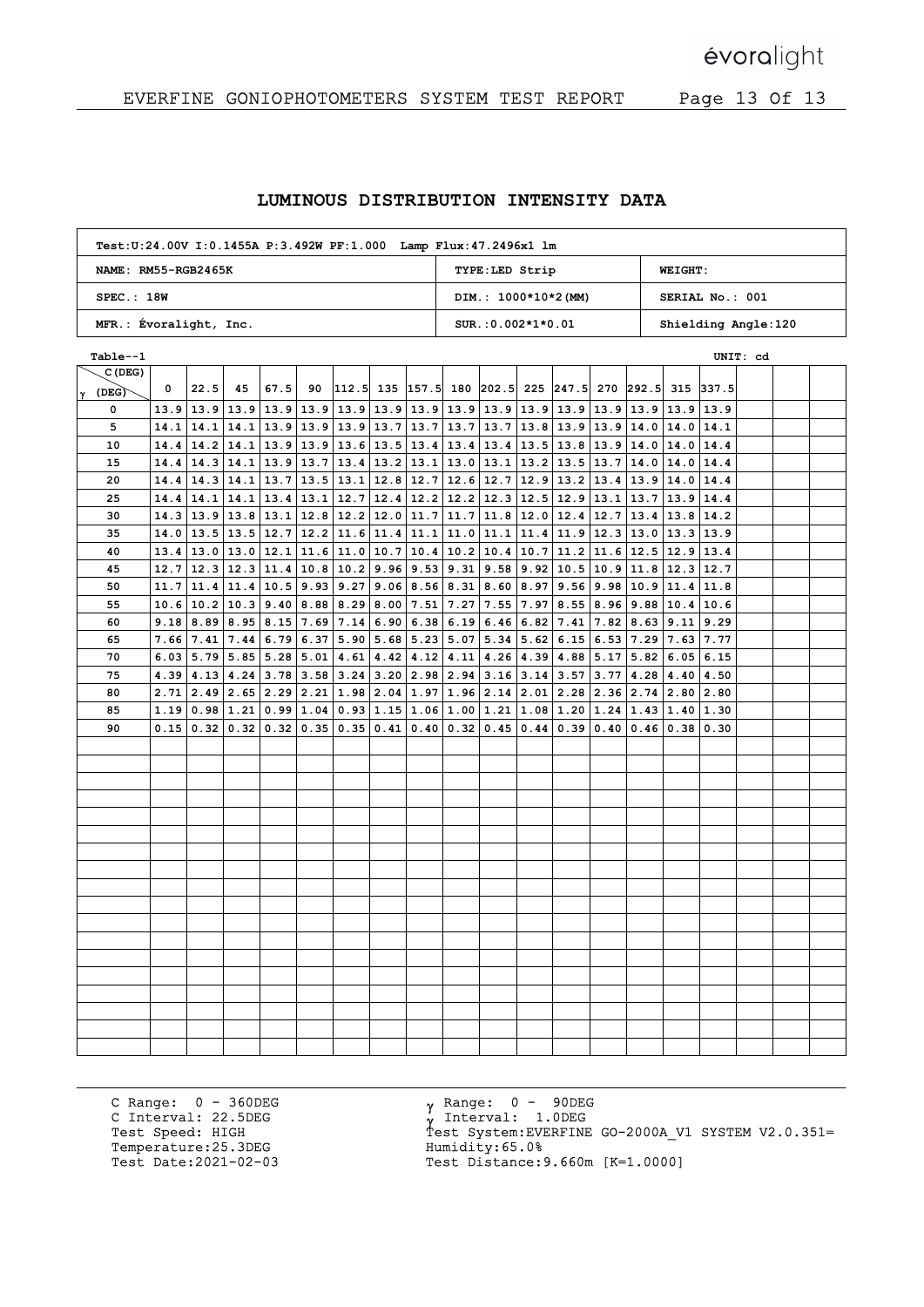## LUMINOUS DISTRIBUTION INTENSITY DATA

| Test:U:24.00V I:0.1455A P:3.492W PF:1.000 Lamp Flux:47.2496x1 lm | | |
|---|---|---|
| NAME: RM55-RGB2465K | TYPE:LED Strip | WEIGHT: |
| SPEC.: 18W | DIM.: 1000*10*2(MM) | SERIAL No.: 001 |
| MFR.: Évoralight, Inc. | SUR.:0.002*1*0.01 | Shielding Angle:120 |

Table--1 UNIT: cd

| γ (DEG) \ C(DEG) | 0 | 22.5 | 45 | 67.5 | 90 | 112.5 | 135 | 157.5 | 180 | 202.5 | 225 | 247.5 | 270 | 292.5 | 315 | 337.5 |
|---|---|---|---|---|---|---|---|---|---|---|---|---|---|---|---|---|
| 0 | 13.9 | 13.9 | 13.9 | 13.9 | 13.9 | 13.9 | 13.9 | 13.9 | 13.9 | 13.9 | 13.9 | 13.9 | 13.9 | 13.9 | 13.9 | 13.9 |
| 5 | 14.1 | 14.1 | 14.1 | 13.9 | 13.9 | 13.9 | 13.7 | 13.7 | 13.7 | 13.7 | 13.8 | 13.9 | 13.9 | 14.0 | 14.0 | 14.1 |
| 10 | 14.4 | 14.2 | 14.1 | 13.9 | 13.9 | 13.6 | 13.5 | 13.4 | 13.4 | 13.4 | 13.5 | 13.8 | 13.9 | 14.0 | 14.0 | 14.4 |
| 15 | 14.4 | 14.3 | 14.1 | 13.9 | 13.7 | 13.4 | 13.2 | 13.1 | 13.0 | 13.1 | 13.2 | 13.5 | 13.7 | 14.0 | 14.0 | 14.4 |
| 20 | 14.4 | 14.3 | 14.1 | 13.7 | 13.5 | 13.1 | 12.8 | 12.7 | 12.6 | 12.7 | 12.9 | 13.2 | 13.4 | 13.9 | 14.0 | 14.4 |
| 25 | 14.4 | 14.1 | 14.1 | 13.4 | 13.1 | 12.7 | 12.4 | 12.2 | 12.2 | 12.3 | 12.5 | 12.9 | 13.1 | 13.7 | 13.9 | 14.4 |
| 30 | 14.3 | 13.9 | 13.8 | 13.1 | 12.8 | 12.2 | 12.0 | 11.7 | 11.7 | 11.8 | 12.0 | 12.4 | 12.7 | 13.4 | 13.8 | 14.2 |
| 35 | 14.0 | 13.5 | 13.5 | 12.7 | 12.2 | 11.6 | 11.4 | 11.1 | 11.0 | 11.1 | 11.4 | 11.9 | 12.3 | 13.0 | 13.3 | 13.9 |
| 40 | 13.4 | 13.0 | 13.0 | 12.1 | 11.6 | 11.0 | 10.7 | 10.4 | 10.2 | 10.4 | 10.7 | 11.2 | 11.6 | 12.5 | 12.9 | 13.4 |
| 45 | 12.7 | 12.3 | 12.3 | 11.4 | 10.8 | 10.2 | 9.96 | 9.53 | 9.31 | 9.58 | 9.92 | 10.5 | 10.9 | 11.8 | 12.3 | 12.7 |
| 50 | 11.7 | 11.4 | 11.4 | 10.5 | 9.93 | 9.27 | 9.06 | 8.56 | 8.31 | 8.60 | 8.97 | 9.56 | 9.98 | 10.9 | 11.4 | 11.8 |
| 55 | 10.6 | 10.2 | 10.3 | 9.40 | 8.88 | 8.29 | 8.00 | 7.51 | 7.27 | 7.55 | 7.97 | 8.55 | 8.96 | 9.88 | 10.4 | 10.6 |
| 60 | 9.18 | 8.89 | 8.95 | 8.15 | 7.69 | 7.14 | 6.90 | 6.38 | 6.19 | 6.46 | 6.82 | 7.41 | 7.82 | 8.63 | 9.11 | 9.29 |
| 65 | 7.66 | 7.41 | 7.44 | 6.79 | 6.37 | 5.90 | 5.68 | 5.23 | 5.07 | 5.34 | 5.62 | 6.15 | 6.53 | 7.29 | 7.63 | 7.77 |
| 70 | 6.03 | 5.79 | 5.85 | 5.28 | 5.01 | 4.61 | 4.42 | 4.12 | 4.11 | 4.26 | 4.39 | 4.88 | 5.17 | 5.82 | 6.05 | 6.15 |
| 75 | 4.39 | 4.13 | 4.24 | 3.78 | 3.58 | 3.24 | 3.20 | 2.98 | 2.94 | 3.16 | 3.14 | 3.57 | 3.77 | 4.28 | 4.40 | 4.50 |
| 80 | 2.71 | 2.49 | 2.65 | 2.29 | 2.21 | 1.98 | 2.04 | 1.97 | 1.96 | 2.14 | 2.01 | 2.28 | 2.36 | 2.74 | 2.80 | 2.80 |
| 85 | 1.19 | 0.98 | 1.21 | 0.99 | 1.04 | 0.93 | 1.15 | 1.06 | 1.00 | 1.21 | 1.08 | 1.20 | 1.24 | 1.43 | 1.40 | 1.30 |
| 90 | 0.15 | 0.32 | 0.32 | 0.32 | 0.35 | 0.35 | 0.41 | 0.40 | 0.32 | 0.45 | 0.44 | 0.39 | 0.40 | 0.46 | 0.38 | 0.30 |

C Range: 0 - 360DEG
C Interval: 22.5DEG
Test Speed: HIGH
Temperature:25.3DEG
Test Date:2021-02-03

γ Range: 0 - 90DEG
γ Interval: 1.0DEG
Test System:EVERFINE GO-2000A_V1 SYSTEM V2.0.351=
Humidity:65.0%
Test Distance:9.660m [K=1.0000]